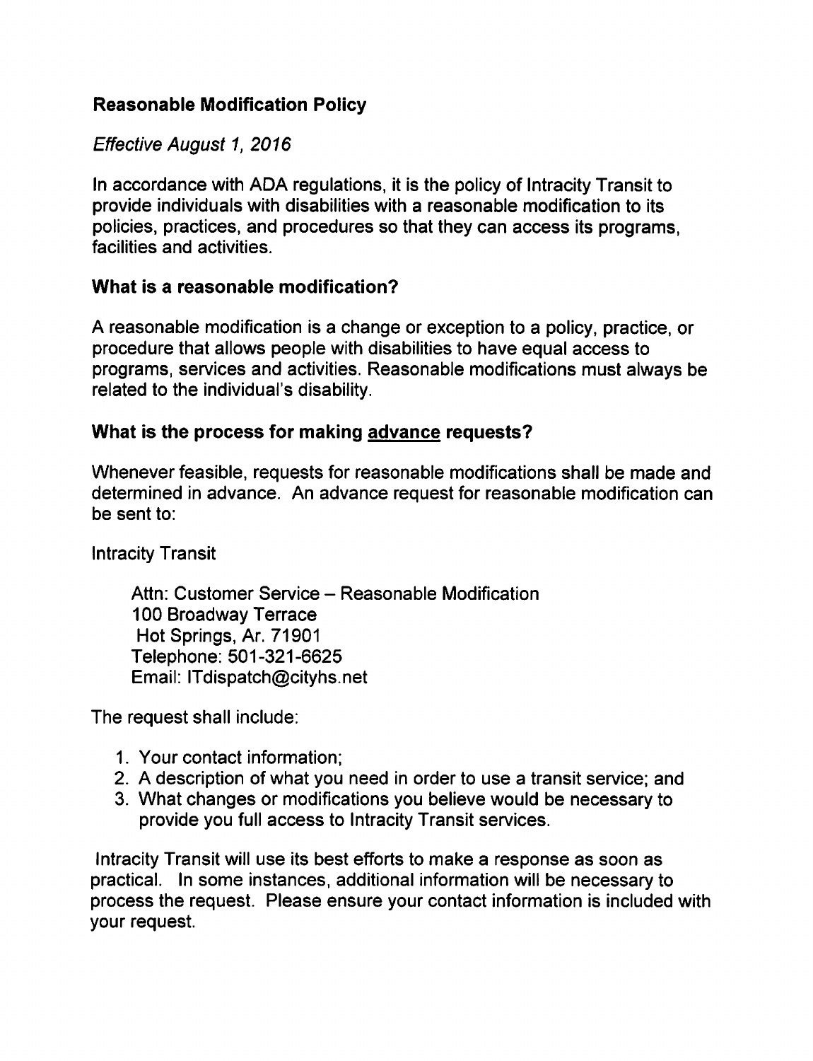## Reasonable Modification Policy

*Effective August 1, 2016*

In accordance with ADA regulations, it is the policy of Intracity Transit to provide individuals with disabilities with a reasonable modification to its policies, practices, and procedures so that they can access its programs, facilities and activities.

### What is a reasonable modification?

A reasonable modification is a change or exception to a policy, practice, or procedure that allows people with disabilities to have equal access to programs, services and activities. Reasonable modifications must always be related to the individual's disability.

### What is the process for making <u>advance</u> requests?

Whenever feasible, requests for reasonable modifications shall be made and determined in advance. An advance request for reasonable modification can be sent to:

Intracity Transit

> Attn: Customer Service – Reasonable Modification
> 100 Broadway Terrace
> Hot Springs, Ar. 71901
> Telephone: 501-321-6625
> Email: ITdispatch@cityhs.net

The request shall include:

1. Your contact information;
2. A description of what you need in order to use a transit service; and
3. What changes or modifications you believe would be necessary to provide you full access to Intracity Transit services.

Intracity Transit will use its best efforts to make a response as soon as practical. In some instances, additional information will be necessary to process the request. Please ensure your contact information is included with your request.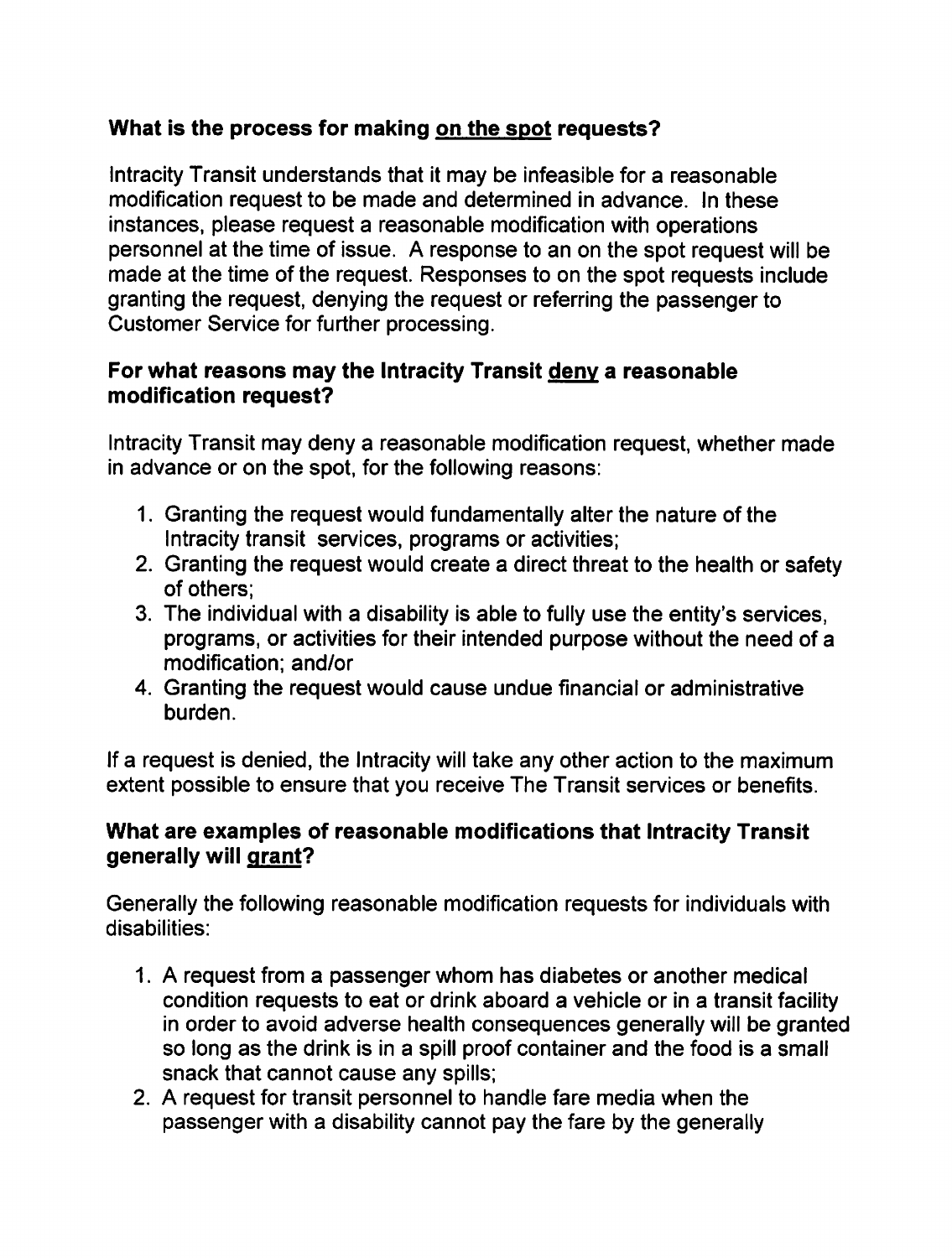**What is the process for making on the spot requests?**

Intracity Transit understands that it may be infeasible for a reasonable modification request to be made and determined in advance. In these instances, please request a reasonable modification with operations personnel at the time of issue. A response to an on the spot request will be made at the time of the request. Responses to on the spot requests include granting the request, denying the request or referring the passenger to Customer Service for further processing.

**For what reasons may the Intracity Transit deny a reasonable modification request?**

Intracity Transit may deny a reasonable modification request, whether made in advance or on the spot, for the following reasons:

1. Granting the request would fundamentally alter the nature of the Intracity transit services, programs or activities;
2. Granting the request would create a direct threat to the health or safety of others;
3. The individual with a disability is able to fully use the entity's services, programs, or activities for their intended purpose without the need of a modification; and/or
4. Granting the request would cause undue financial or administrative burden.

If a request is denied, the Intracity will take any other action to the maximum extent possible to ensure that you receive The Transit services or benefits.

**What are examples of reasonable modifications that Intracity Transit generally will grant?**

Generally the following reasonable modification requests for individuals with disabilities:

1. A request from a passenger whom has diabetes or another medical condition requests to eat or drink aboard a vehicle or in a transit facility in order to avoid adverse health consequences generally will be granted so long as the drink is in a spill proof container and the food is a small snack that cannot cause any spills;
2. A request for transit personnel to handle fare media when the passenger with a disability cannot pay the fare by the generally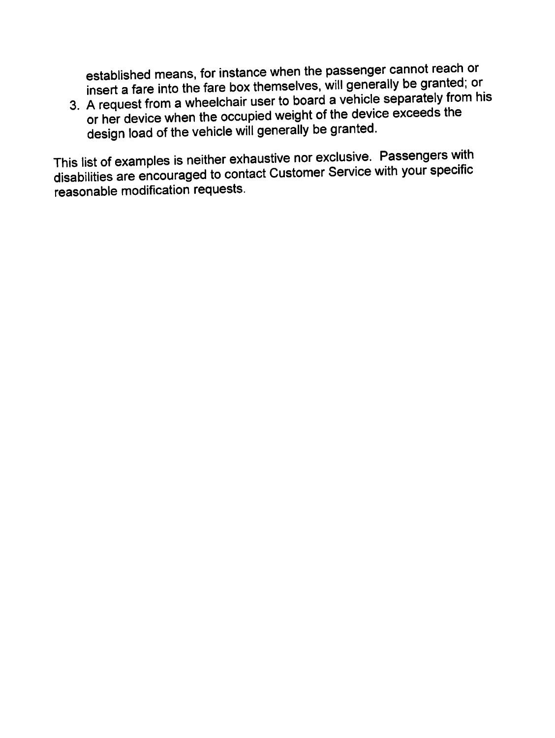established means, for instance when the passenger cannot reach or insert a fare into the fare box themselves, will generally be granted; or

3. A request from a wheelchair user to board a vehicle separately from his or her device when the occupied weight of the device exceeds the design load of the vehicle will generally be granted.

This list of examples is neither exhaustive nor exclusive. Passengers with disabilities are encouraged to contact Customer Service with your specific reasonable modification requests.